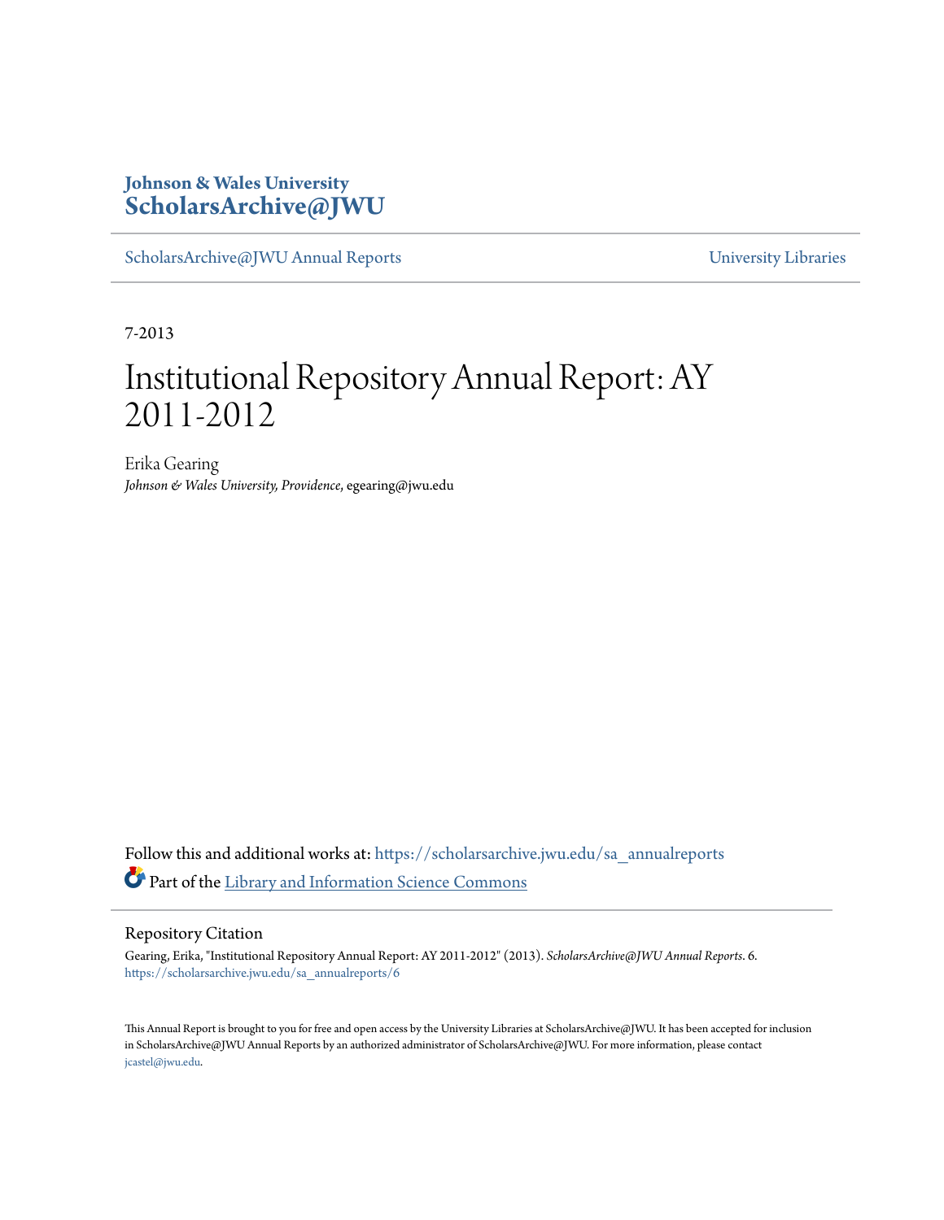**Johnson & Wales University**
**ScholarsArchive@JWU**

ScholarsArchive@JWU Annual Reports | University Libraries

7-2013

# Institutional Repository Annual Report: AY 2011-2012

Erika Gearing
*Johnson & Wales University, Providence*, egearing@jwu.edu

Follow this and additional works at: https://scholarsarchive.jwu.edu/sa_annualreports

Part of the Library and Information Science Commons

## Repository Citation

Gearing, Erika, "Institutional Repository Annual Report: AY 2011-2012" (2013). *ScholarsArchive@JWU Annual Reports*. 6.
https://scholarsarchive.jwu.edu/sa_annualreports/6

This Annual Report is brought to you for free and open access by the University Libraries at ScholarsArchive@JWU. It has been accepted for inclusion in ScholarsArchive@JWU Annual Reports by an authorized administrator of ScholarsArchive@JWU. For more information, please contact jcastel@jwu.edu.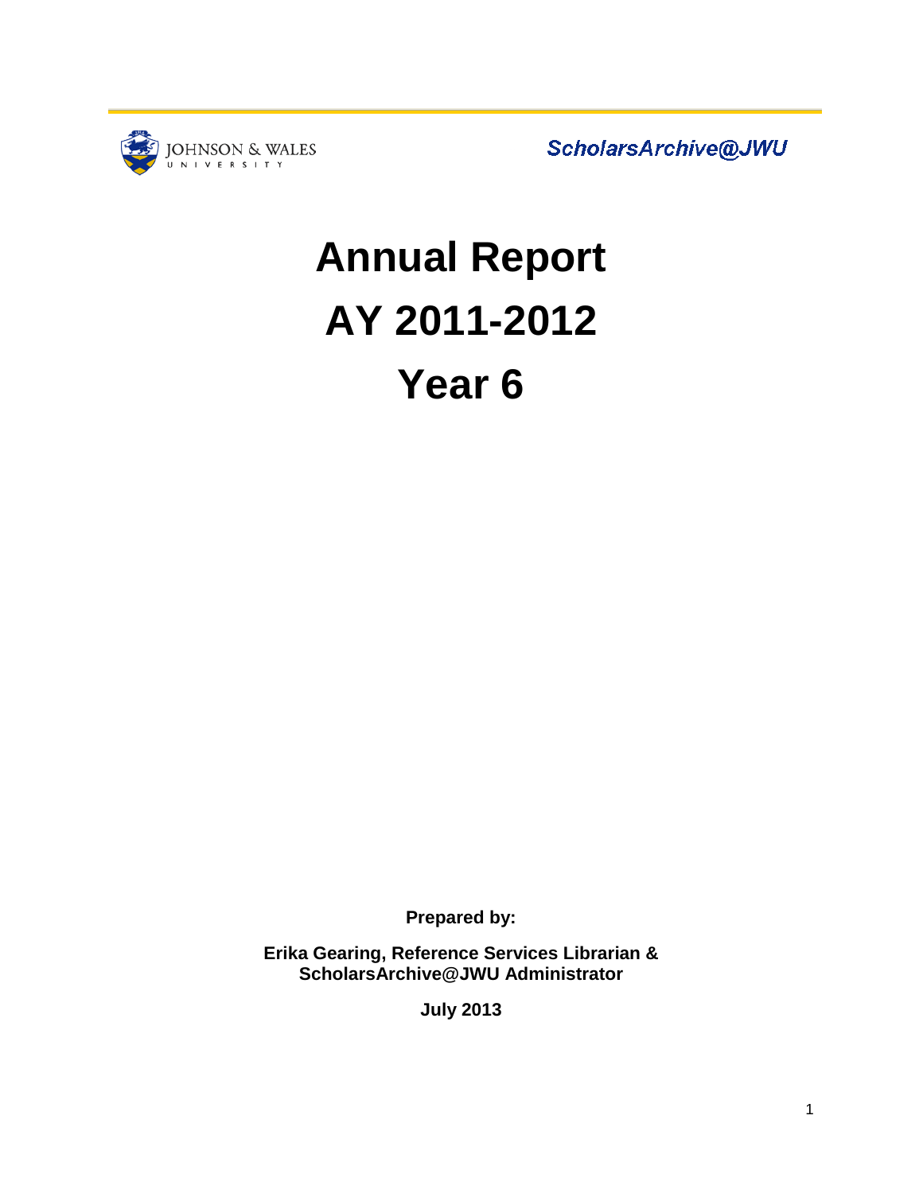JOHNSON & WALES UNIVERSITY

*ScholarsArchive@JWU*

# Annual Report
# AY 2011-2012
# Year 6

**Prepared by:**

**Erika Gearing, Reference Services Librarian & ScholarsArchive@JWU Administrator**

**July 2013**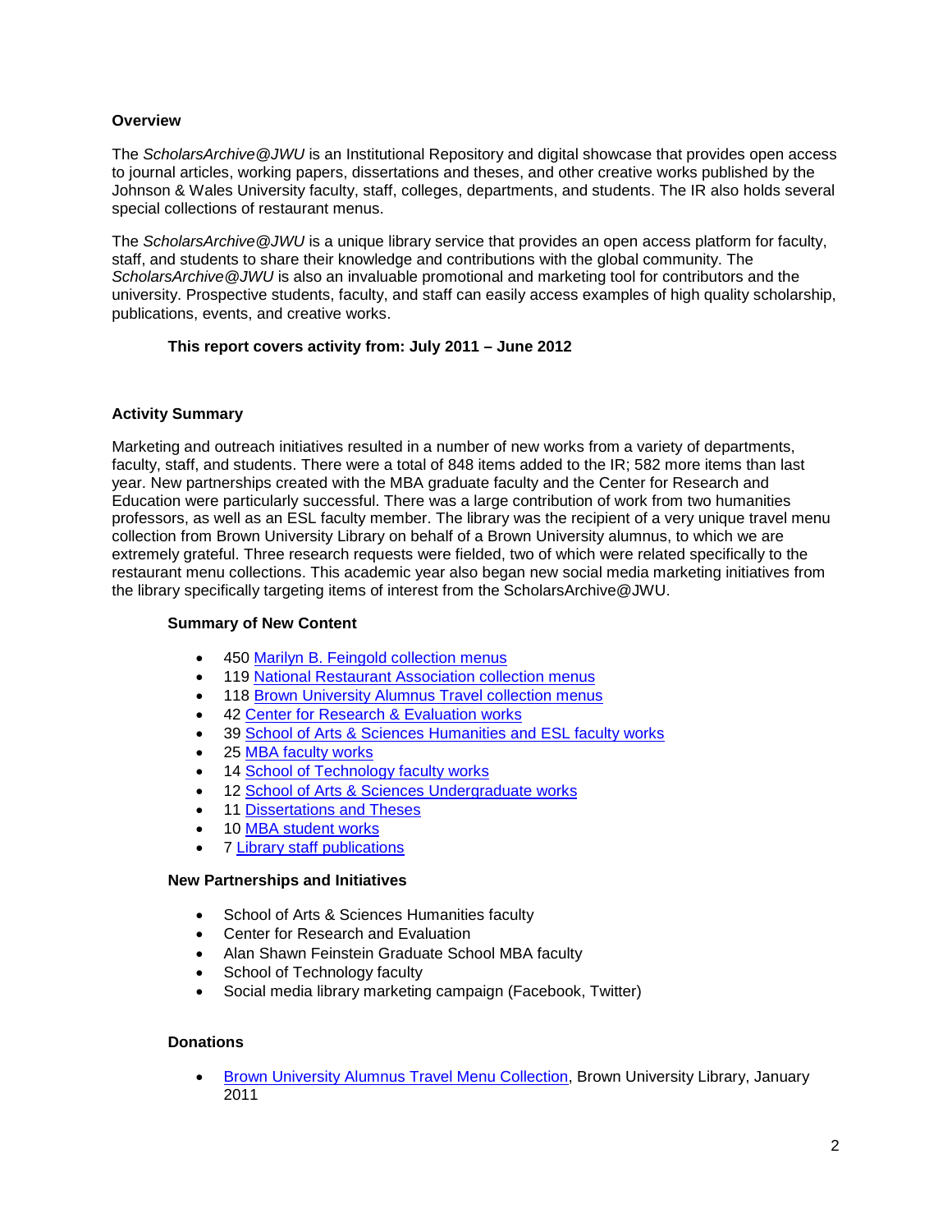## Overview

The *ScholarsArchive@JWU* is an Institutional Repository and digital showcase that provides open access to journal articles, working papers, dissertations and theses, and other creative works published by the Johnson & Wales University faculty, staff, colleges, departments, and students. The IR also holds several special collections of restaurant menus.

The *ScholarsArchive@JWU* is a unique library service that provides an open access platform for faculty, staff, and students to share their knowledge and contributions with the global community. The *ScholarsArchive@JWU* is also an invaluable promotional and marketing tool for contributors and the university. Prospective students, faculty, and staff can easily access examples of high quality scholarship, publications, events, and creative works.

**This report covers activity from: July 2011 – June 2012**

## Activity Summary

Marketing and outreach initiatives resulted in a number of new works from a variety of departments, faculty, staff, and students. There were a total of 848 items added to the IR; 582 more items than last year. New partnerships created with the MBA graduate faculty and the Center for Research and Education were particularly successful. There was a large contribution of work from two humanities professors, as well as an ESL faculty member. The library was the recipient of a very unique travel menu collection from Brown University Library on behalf of a Brown University alumnus, to which we are extremely grateful. Three research requests were fielded, two of which were related specifically to the restaurant menu collections. This academic year also began new social media marketing initiatives from the library specifically targeting items of interest from the ScholarsArchive@JWU.

### Summary of New Content

- 450 Marilyn B. Feingold collection menus
- 119 National Restaurant Association collection menus
- 118 Brown University Alumnus Travel collection menus
- 42 Center for Research & Evaluation works
- 39 School of Arts & Sciences Humanities and ESL faculty works
- 25 MBA faculty works
- 14 School of Technology faculty works
- 12 School of Arts & Sciences Undergraduate works
- 11 Dissertations and Theses
- 10 MBA student works
- 7 Library staff publications

### New Partnerships and Initiatives

- School of Arts & Sciences Humanities faculty
- Center for Research and Evaluation
- Alan Shawn Feinstein Graduate School MBA faculty
- School of Technology faculty
- Social media library marketing campaign (Facebook, Twitter)

### Donations

- Brown University Alumnus Travel Menu Collection, Brown University Library, January 2011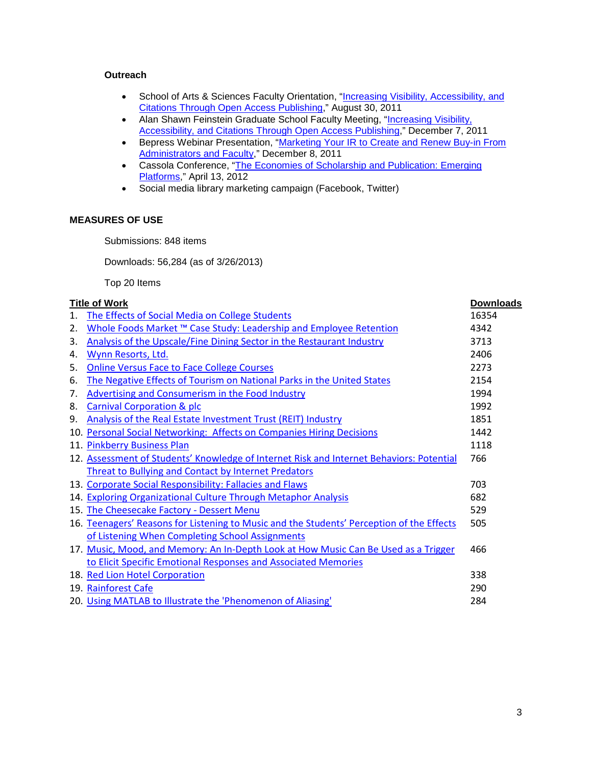**Outreach**

- School of Arts & Sciences Faculty Orientation, "Increasing Visibility, Accessibility, and Citations Through Open Access Publishing," August 30, 2011
- Alan Shawn Feinstein Graduate School Faculty Meeting, "Increasing Visibility, Accessibility, and Citations Through Open Access Publishing," December 7, 2011
- Bepress Webinar Presentation, "Marketing Your IR to Create and Renew Buy-in From Administrators and Faculty," December 8, 2011
- Cassola Conference, "The Economies of Scholarship and Publication: Emerging Platforms," April 13, 2012
- Social media library marketing campaign (Facebook, Twitter)

## MEASURES OF USE

Submissions: 848 items

Downloads: 56,284 (as of 3/26/2013)

Top 20 Items

| | Title of Work | Downloads |
|---|---|---|
| 1. | The Effects of Social Media on College Students | 16354 |
| 2. | Whole Foods Market ™ Case Study: Leadership and Employee Retention | 4342 |
| 3. | Analysis of the Upscale/Fine Dining Sector in the Restaurant Industry | 3713 |
| 4. | Wynn Resorts, Ltd. | 2406 |
| 5. | Online Versus Face to Face College Courses | 2273 |
| 6. | The Negative Effects of Tourism on National Parks in the United States | 2154 |
| 7. | Advertising and Consumerism in the Food Industry | 1994 |
| 8. | Carnival Corporation & plc | 1992 |
| 9. | Analysis of the Real Estate Investment Trust (REIT) Industry | 1851 |
| 10. | Personal Social Networking: Affects on Companies Hiring Decisions | 1442 |
| 11. | Pinkberry Business Plan | 1118 |
| 12. | Assessment of Students' Knowledge of Internet Risk and Internet Behaviors: Potential Threat to Bullying and Contact by Internet Predators | 766 |
| 13. | Corporate Social Responsibility: Fallacies and Flaws | 703 |
| 14. | Exploring Organizational Culture Through Metaphor Analysis | 682 |
| 15. | The Cheesecake Factory - Dessert Menu | 529 |
| 16. | Teenagers' Reasons for Listening to Music and the Students' Perception of the Effects of Listening When Completing School Assignments | 505 |
| 17. | Music, Mood, and Memory: An In-Depth Look at How Music Can Be Used as a Trigger to Elicit Specific Emotional Responses and Associated Memories | 466 |
| 18. | Red Lion Hotel Corporation | 338 |
| 19. | Rainforest Cafe | 290 |
| 20. | Using MATLAB to Illustrate the 'Phenomenon of Aliasing' | 284 |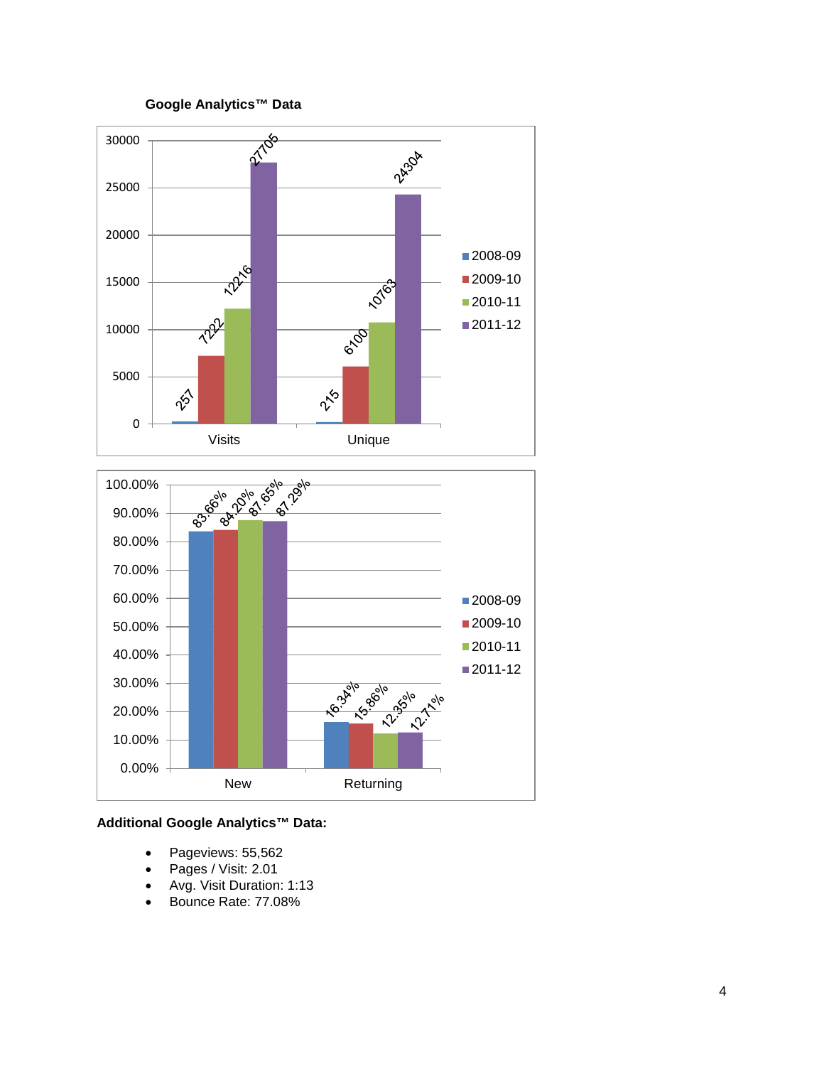**Google Analytics™ Data**

| | 2008-09 | 2009-10 | 2010-11 | 2011-12 |
|---|---|---|---|---|
| Visits | 257 | 7222 | 12216 | 27705 |
| Unique | 215 | 6100 | 10763 | 24304 |

| | 2008-09 | 2009-10 | 2010-11 | 2011-12 |
|---|---|---|---|---|
| New | 83.66% | 84.20% | 87.65% | 87.29% |
| Returning | 16.34% | 15.86% | 12.35% | 12.71% |

**Additional Google Analytics™ Data:**

- Pageviews: 55,562
- Pages / Visit: 2.01
- Avg. Visit Duration: 1:13
- Bounce Rate: 77.08%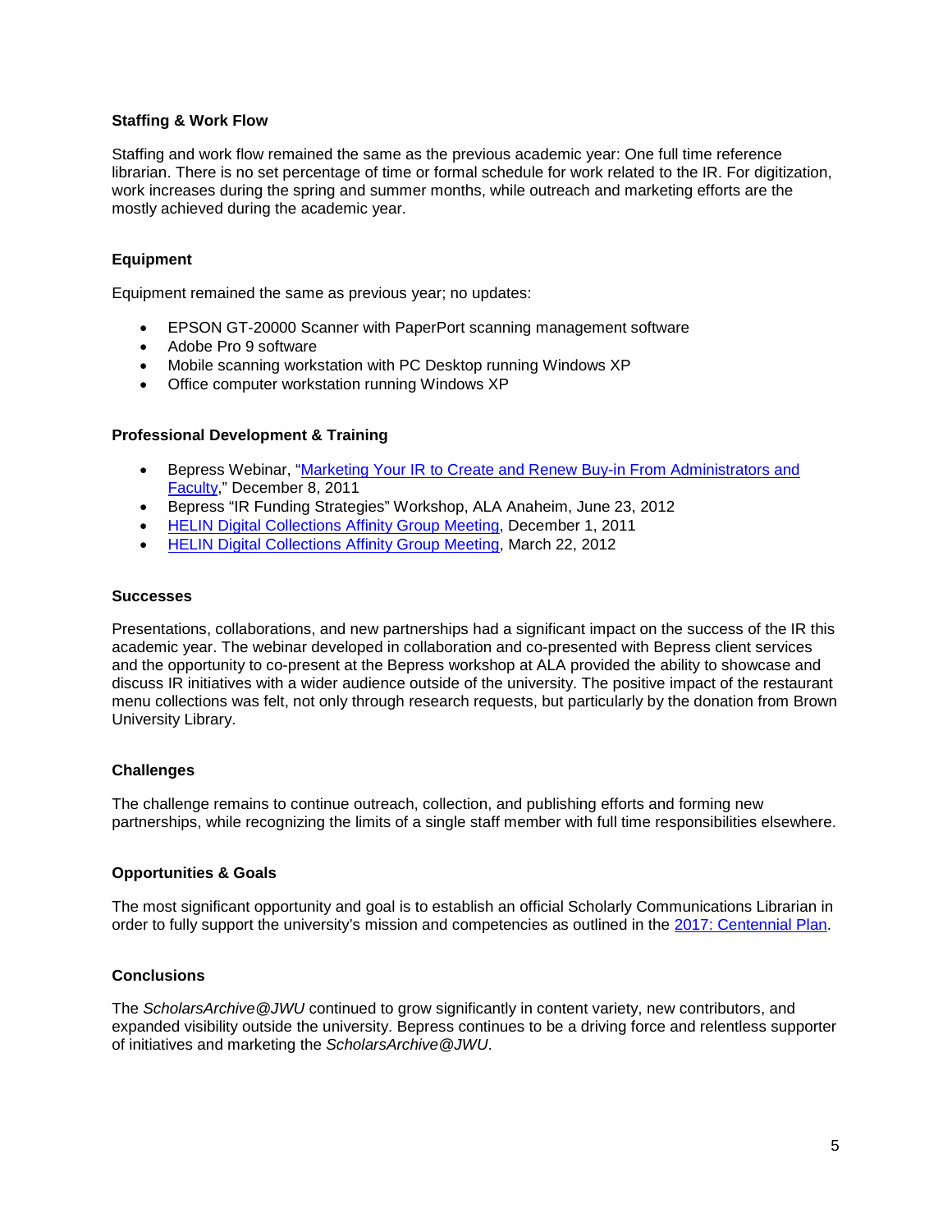**Staffing & Work Flow**

Staffing and work flow remained the same as the previous academic year: One full time reference librarian. There is no set percentage of time or formal schedule for work related to the IR. For digitization, work increases during the spring and summer months, while outreach and marketing efforts are the mostly achieved during the academic year.

**Equipment**

Equipment remained the same as previous year; no updates:

- EPSON GT-20000 Scanner with PaperPort scanning management software
- Adobe Pro 9 software
- Mobile scanning workstation with PC Desktop running Windows XP
- Office computer workstation running Windows XP

**Professional Development & Training**

- Bepress Webinar, "Marketing Your IR to Create and Renew Buy-in From Administrators and Faculty," December 8, 2011
- Bepress "IR Funding Strategies" Workshop, ALA Anaheim, June 23, 2012
- HELIN Digital Collections Affinity Group Meeting, December 1, 2011
- HELIN Digital Collections Affinity Group Meeting, March 22, 2012

**Successes**

Presentations, collaborations, and new partnerships had a significant impact on the success of the IR this academic year. The webinar developed in collaboration and co-presented with Bepress client services and the opportunity to co-present at the Bepress workshop at ALA provided the ability to showcase and discuss IR initiatives with a wider audience outside of the university. The positive impact of the restaurant menu collections was felt, not only through research requests, but particularly by the donation from Brown University Library.

**Challenges**

The challenge remains to continue outreach, collection, and publishing efforts and forming new partnerships, while recognizing the limits of a single staff member with full time responsibilities elsewhere.

**Opportunities & Goals**

The most significant opportunity and goal is to establish an official Scholarly Communications Librarian in order to fully support the university's mission and competencies as outlined in the 2017: Centennial Plan.

**Conclusions**

The *ScholarsArchive@JWU* continued to grow significantly in content variety, new contributors, and expanded visibility outside the university. Bepress continues to be a driving force and relentless supporter of initiatives and marketing the *ScholarsArchive@JWU*.